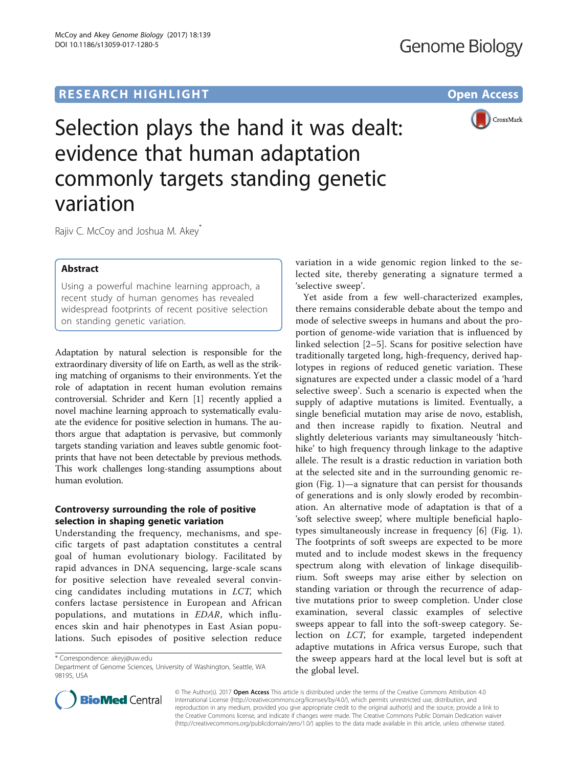# Selection plays the hand it was dealt: evidence that human adaptation commonly targets standing genetic variation

Rajiv C. McCoy and Joshua M. Akey*

## Abstract

Using a powerful machine learning approach, a recent study of human genomes has revealed widespread footprints of recent positive selection on standing genetic variation.

Adaptation by natural selection is responsible for the extraordinary diversity of life on Earth, as well as the striking matching of organisms to their environments. Yet the role of adaptation in recent human evolution remains controversial. Schrider and Kern [1] recently applied a novel machine learning approach to systematically evaluate the evidence for positive selection in humans. The authors argue that adaptation is pervasive, but commonly targets standing variation and leaves subtle genomic footprints that have not been detectable by previous methods. This work challenges long-standing assumptions about human evolution.

## Controversy surrounding the role of positive selection in shaping genetic variation

Understanding the frequency, mechanisms, and specific targets of past adaptation constitutes a central goal of human evolutionary biology. Facilitated by rapid advances in DNA sequencing, large-scale scans for positive selection have revealed several convincing candidates including mutations in *LCT*, which confers lactase persistence in European and African populations, and mutations in *EDAR*, which influences skin and hair phenotypes in East Asian populations. Such episodes of positive selection reduce variation in a wide genomic region linked to the selected site, thereby generating a signature termed a 'selective sweep'.

Yet aside from a few well-characterized examples, there remains considerable debate about the tempo and mode of selective sweeps in humans and about the proportion of genome-wide variation that is influenced by linked selection [2–5]. Scans for positive selection have traditionally targeted long, high-frequency, derived haplotypes in regions of reduced genetic variation. These signatures are expected under a classic model of a 'hard selective sweep'. Such a scenario is expected when the supply of adaptive mutations is limited. Eventually, a single beneficial mutation may arise de novo, establish, and then increase rapidly to fixation. Neutral and slightly deleterious variants may simultaneously 'hitchhike' to high frequency through linkage to the adaptive allele. The result is a drastic reduction in variation both at the selected site and in the surrounding genomic region (Fig. 1)—a signature that can persist for thousands of generations and is only slowly eroded by recombination. An alternative mode of adaptation is that of a 'soft selective sweep', where multiple beneficial haplotypes simultaneously increase in frequency [6] (Fig. 1). The footprints of soft sweeps are expected to be more muted and to include modest skews in the frequency spectrum along with elevation of linkage disequilibrium. Soft sweeps may arise either by selection on standing variation or through the recurrence of adaptive mutations prior to sweep completion. Under close examination, several classic examples of selective sweeps appear to fall into the soft-sweep category. Selection on *LCT*, for example, targeted independent adaptive mutations in Africa versus Europe, such that the sweep appears hard at the local level but is soft at the global level.

* Correspondence: akeyj@uw.edu
Department of Genome Sciences, University of Washington, Seattle, WA 98195, USA

© The Author(s). 2017 **Open Access** This article is distributed under the terms of the Creative Commons Attribution 4.0 International License (http://creativecommons.org/licenses/by/4.0/), which permits unrestricted use, distribution, and reproduction in any medium, provided you give appropriate credit to the original author(s) and the source, provide a link to the Creative Commons license, and indicate if changes were made. The Creative Commons Public Domain Dedication waiver (http://creativecommons.org/publicdomain/zero/1.0/) applies to the data made available in this article, unless otherwise stated.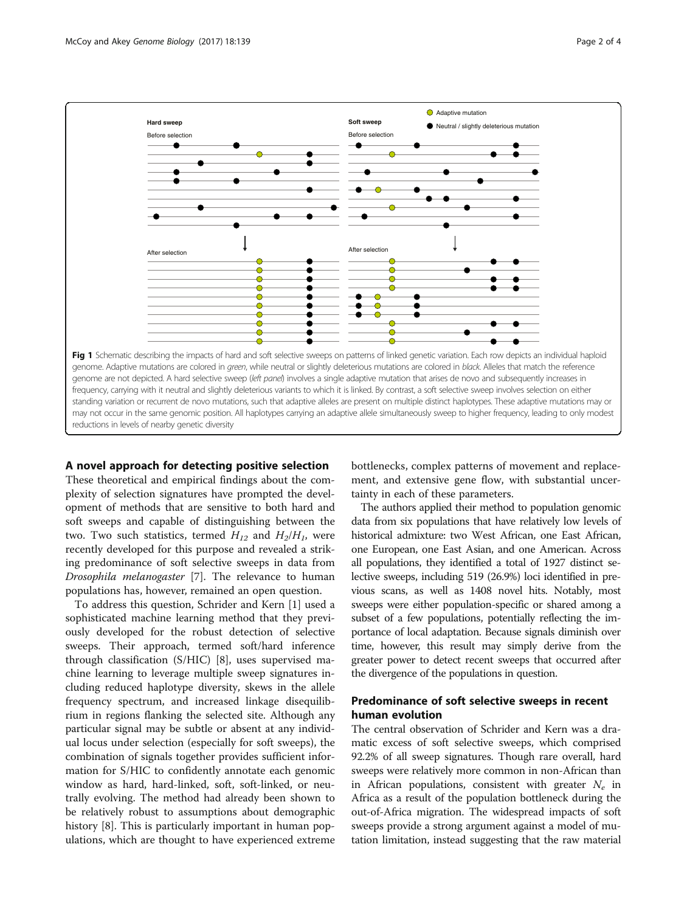Fig 1 Schematic describing the impacts of hard and soft selective sweeps on patterns of linked genetic variation. Each row depicts an individual haploid genome. Adaptive mutations are colored in *green*, while neutral or slightly deleterious mutations are colored in *black*. Alleles that match the reference genome are not depicted. A hard selective sweep (*left panel*) involves a single adaptive mutation that arises de novo and subsequently increases in frequency, carrying with it neutral and slightly deleterious variants to which it is linked. By contrast, a soft selective sweep involves selection on either standing variation or recurrent de novo mutations, such that adaptive alleles are present on multiple distinct haplotypes. These adaptive mutations may or may not occur in the same genomic position. All haplotypes carrying an adaptive allele simultaneously sweep to higher frequency, leading to only modest reductions in levels of nearby genetic diversity

## A novel approach for detecting positive selection

These theoretical and empirical findings about the complexity of selection signatures have prompted the development of methods that are sensitive to both hard and soft sweeps and capable of distinguishing between the two. Two such statistics, termed $H_{12}$ and $H_2/H_1$, were recently developed for this purpose and revealed a striking predominance of soft selective sweeps in data from *Drosophila melanogaster* [7]. The relevance to human populations has, however, remained an open question.

To address this question, Schrider and Kern [1] used a sophisticated machine learning method that they previously developed for the robust detection of selective sweeps. Their approach, termed soft/hard inference through classification (S/HIC) [8], uses supervised machine learning to leverage multiple sweep signatures including reduced haplotype diversity, skews in the allele frequency spectrum, and increased linkage disequilibrium in regions flanking the selected site. Although any particular signal may be subtle or absent at any individual locus under selection (especially for soft sweeps), the combination of signals together provides sufficient information for S/HIC to confidently annotate each genomic window as hard, hard-linked, soft, soft-linked, or neutrally evolving. The method had already been shown to be relatively robust to assumptions about demographic history [8]. This is particularly important in human populations, which are thought to have experienced extreme bottlenecks, complex patterns of movement and replacement, and extensive gene flow, with substantial uncertainty in each of these parameters.

The authors applied their method to population genomic data from six populations that have relatively low levels of historical admixture: two West African, one East African, one European, one East Asian, and one American. Across all populations, they identified a total of 1927 distinct selective sweeps, including 519 (26.9%) loci identified in previous scans, as well as 1408 novel hits. Notably, most sweeps were either population-specific or shared among a subset of a few populations, potentially reflecting the importance of local adaptation. Because signals diminish over time, however, this result may simply derive from the greater power to detect recent sweeps that occurred after the divergence of the populations in question.

## Predominance of soft selective sweeps in recent human evolution

The central observation of Schrider and Kern was a dramatic excess of soft selective sweeps, which comprised 92.2% of all sweep signatures. Though rare overall, hard sweeps were relatively more common in non-African than in African populations, consistent with greater $N_e$ in Africa as a result of the population bottleneck during the out-of-Africa migration. The widespread impacts of soft sweeps provide a strong argument against a model of mutation limitation, instead suggesting that the raw material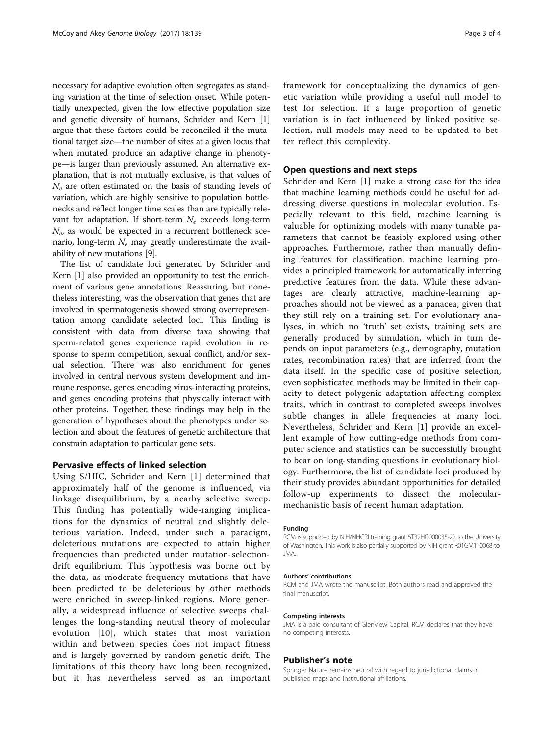necessary for adaptive evolution often segregates as standing variation at the time of selection onset. While potentially unexpected, given the low effective population size and genetic diversity of humans, Schrider and Kern [1] argue that these factors could be reconciled if the mutational target size—the number of sites at a given locus that when mutated produce an adaptive change in phenotype—is larger than previously assumed. An alternative explanation, that is not mutually exclusive, is that values of $N_e$ are often estimated on the basis of standing levels of variation, which are highly sensitive to population bottlenecks and reflect longer time scales than are typically relevant for adaptation. If short-term $N_e$ exceeds long-term $N_e$, as would be expected in a recurrent bottleneck scenario, long-term $N_e$ may greatly underestimate the availability of new mutations [9].

The list of candidate loci generated by Schrider and Kern [1] also provided an opportunity to test the enrichment of various gene annotations. Reassuring, but nonetheless interesting, was the observation that genes that are involved in spermatogenesis showed strong overrepresentation among candidate selected loci. This finding is consistent with data from diverse taxa showing that sperm-related genes experience rapid evolution in response to sperm competition, sexual conflict, and/or sexual selection. There was also enrichment for genes involved in central nervous system development and immune response, genes encoding virus-interacting proteins, and genes encoding proteins that physically interact with other proteins. Together, these findings may help in the generation of hypotheses about the phenotypes under selection and about the features of genetic architecture that constrain adaptation to particular gene sets.

## Pervasive effects of linked selection

Using S/HIC, Schrider and Kern [1] determined that approximately half of the genome is influenced, via linkage disequilibrium, by a nearby selective sweep. This finding has potentially wide-ranging implications for the dynamics of neutral and slightly deleterious variation. Indeed, under such a paradigm, deleterious mutations are expected to attain higher frequencies than predicted under mutation-selection-drift equilibrium. This hypothesis was borne out by the data, as moderate-frequency mutations that have been predicted to be deleterious by other methods were enriched in sweep-linked regions. More generally, a widespread influence of selective sweeps challenges the long-standing neutral theory of molecular evolution [10], which states that most variation within and between species does not impact fitness and is largely governed by random genetic drift. The limitations of this theory have long been recognized, but it has nevertheless served as an important framework for conceptualizing the dynamics of genetic variation while providing a useful null model to test for selection. If a large proportion of genetic variation is in fact influenced by linked positive selection, null models may need to be updated to better reflect this complexity.

## Open questions and next steps

Schrider and Kern [1] make a strong case for the idea that machine learning methods could be useful for addressing diverse questions in molecular evolution. Especially relevant to this field, machine learning is valuable for optimizing models with many tunable parameters that cannot be feasibly explored using other approaches. Furthermore, rather than manually defining features for classification, machine learning provides a principled framework for automatically inferring predictive features from the data. While these advantages are clearly attractive, machine-learning approaches should not be viewed as a panacea, given that they still rely on a training set. For evolutionary analyses, in which no 'truth' set exists, training sets are generally produced by simulation, which in turn depends on input parameters (e.g., demography, mutation rates, recombination rates) that are inferred from the data itself. In the specific case of positive selection, even sophisticated methods may be limited in their capacity to detect polygenic adaptation affecting complex traits, which in contrast to completed sweeps involves subtle changes in allele frequencies at many loci. Nevertheless, Schrider and Kern [1] provide an excellent example of how cutting-edge methods from computer science and statistics can be successfully brought to bear on long-standing questions in evolutionary biology. Furthermore, the list of candidate loci produced by their study provides abundant opportunities for detailed follow-up experiments to dissect the molecular-mechanistic basis of recent human adaptation.

#### Funding

RCM is supported by NIH/NHGRI training grant 5T32HG000035-22 to the University of Washington. This work is also partially supported by NIH grant R01GM110068 to JMA.

#### Authors' contributions

RCM and JMA wrote the manuscript. Both authors read and approved the final manuscript.

#### Competing interests

JMA is a paid consultant of Glenview Capital. RCM declares that they have no competing interests.

## Publisher's note

Springer Nature remains neutral with regard to jurisdictional claims in published maps and institutional affiliations.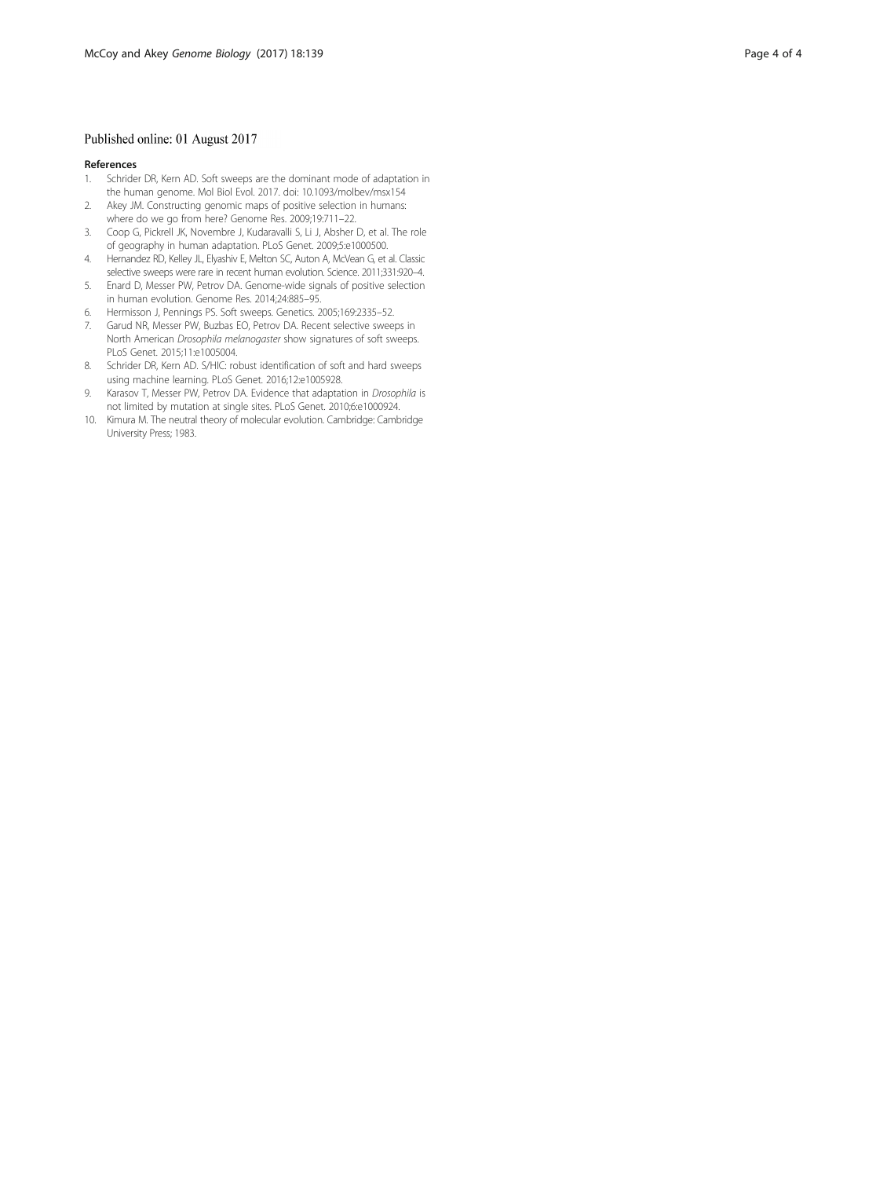Published online: 01 August 2017

### References

1. Schrider DR, Kern AD. Soft sweeps are the dominant mode of adaptation in the human genome. Mol Biol Evol. 2017. doi: 10.1093/molbev/msx154
2. Akey JM. Constructing genomic maps of positive selection in humans: where do we go from here? Genome Res. 2009;19:711–22.
3. Coop G, Pickrell JK, Novembre J, Kudaravalli S, Li J, Absher D, et al. The role of geography in human adaptation. PLoS Genet. 2009;5:e1000500.
4. Hernandez RD, Kelley JL, Elyashiv E, Melton SC, Auton A, McVean G, et al. Classic selective sweeps were rare in recent human evolution. Science. 2011;331:920–4.
5. Enard D, Messer PW, Petrov DA. Genome-wide signals of positive selection in human evolution. Genome Res. 2014;24:885–95.
6. Hermisson J, Pennings PS. Soft sweeps. Genetics. 2005;169:2335–52.
7. Garud NR, Messer PW, Buzbas EO, Petrov DA. Recent selective sweeps in North American *Drosophila melanogaster* show signatures of soft sweeps. PLoS Genet. 2015;11:e1005004.
8. Schrider DR, Kern AD. S/HIC: robust identification of soft and hard sweeps using machine learning. PLoS Genet. 2016;12:e1005928.
9. Karasov T, Messer PW, Petrov DA. Evidence that adaptation in *Drosophila* is not limited by mutation at single sites. PLoS Genet. 2010;6:e1000924.
10. Kimura M. The neutral theory of molecular evolution. Cambridge: Cambridge University Press; 1983.